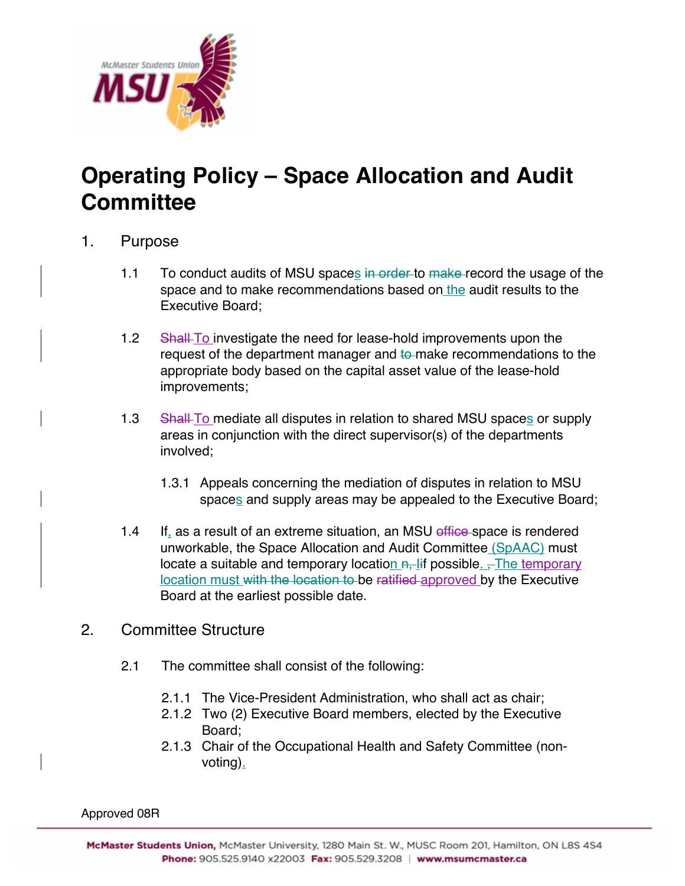# Operating Policy – Space Allocation and Audit Committee

## 1. Purpose

1.1 To conduct audits of MSU spaces ~~in order~~ to ~~make~~ record the usage of the space and to make recommendations based on the audit results to the Executive Board;

1.2 ~~Shall~~ To investigate the need for lease-hold improvements upon the request of the department manager and ~~to~~ make recommendations to the appropriate body based on the capital asset value of the lease-hold improvements;

1.3 ~~Shall~~ To mediate all disputes in relation to shared MSU spaces or supply areas in conjunction with the direct supervisor(s) of the departments involved;

1.3.1 Appeals concerning the mediation of disputes in relation to MSU spaces and supply areas may be appealed to the Executive Board;

1.4 If, as a result of an extreme situation, an MSU ~~office~~ space is rendered unworkable, the Space Allocation and Audit Committee (SpAAC) must locate a suitable and temporary location ~~n, I~~if possible. ~~,~~ The temporary location must ~~with the location to~~ be ~~ratified~~ approved by the Executive Board at the earliest possible date.

## 2. Committee Structure

2.1 The committee shall consist of the following:

2.1.1 The Vice-President Administration, who shall act as chair;
2.1.2 Two (2) Executive Board members, elected by the Executive Board;
2.1.3 Chair of the Occupational Health and Safety Committee (non-voting).

Approved 08R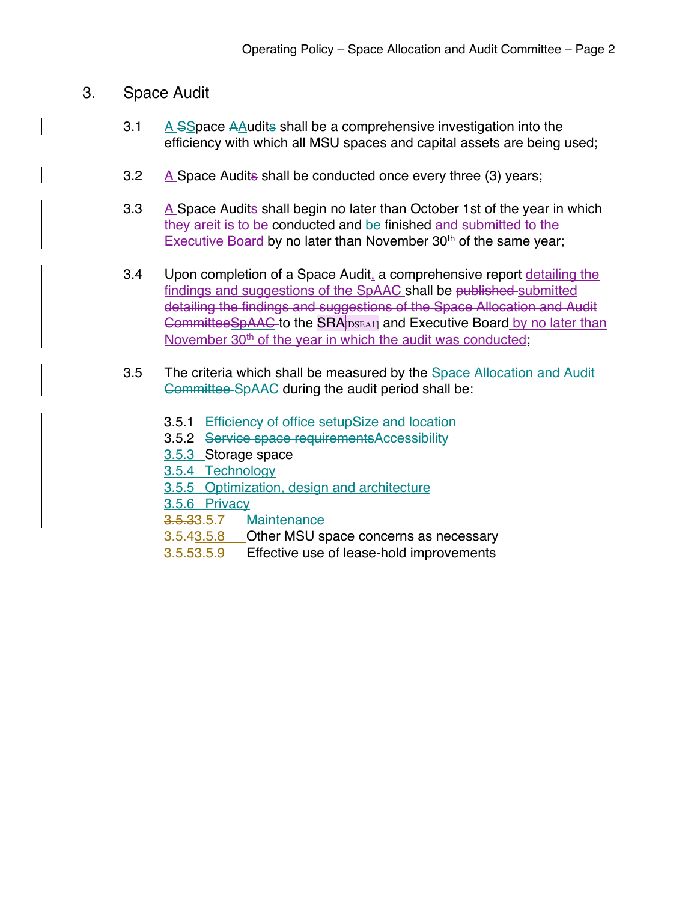## 3. Space Audit

3.1 A ~~S~~Space ~~A~~Audit~~s~~ shall be a comprehensive investigation into the efficiency with which all MSU spaces and capital assets are being used;

3.2 A Space Audit~~s~~ shall be conducted once every three (3) years;

3.3 A Space Audit~~s~~ shall begin no later than October 1st of the year in which ~~they are~~it is to be conducted and be finished ~~and submitted to the Executive Board~~ by no later than November 30th of the same year;

3.4 Upon completion of a Space Audit, a comprehensive report detailing the findings and suggestions of the SpAAC shall be ~~published~~ submitted ~~detailing the findings and suggestions of the Space Allocation and Audit Committee~~SpAAC to the SRA[DSEA1] and Executive Board by no later than November 30th of the year in which the audit was conducted;

3.5 The criteria which shall be measured by the ~~Space Allocation and Audit Committee~~ SpAAC during the audit period shall be:

- 3.5.1 ~~Efficiency of office setup~~Size and location
- 3.5.2 ~~Service space requirements~~Accessibility
- 3.5.3 Storage space
- 3.5.4 Technology
- 3.5.5 Optimization, design and architecture
- 3.5.6 Privacy
- ~~3.5.3~~3.5.7 Maintenance
- ~~3.5.4~~3.5.8 Other MSU space concerns as necessary
- ~~3.5.5~~3.5.9 Effective use of lease-hold improvements